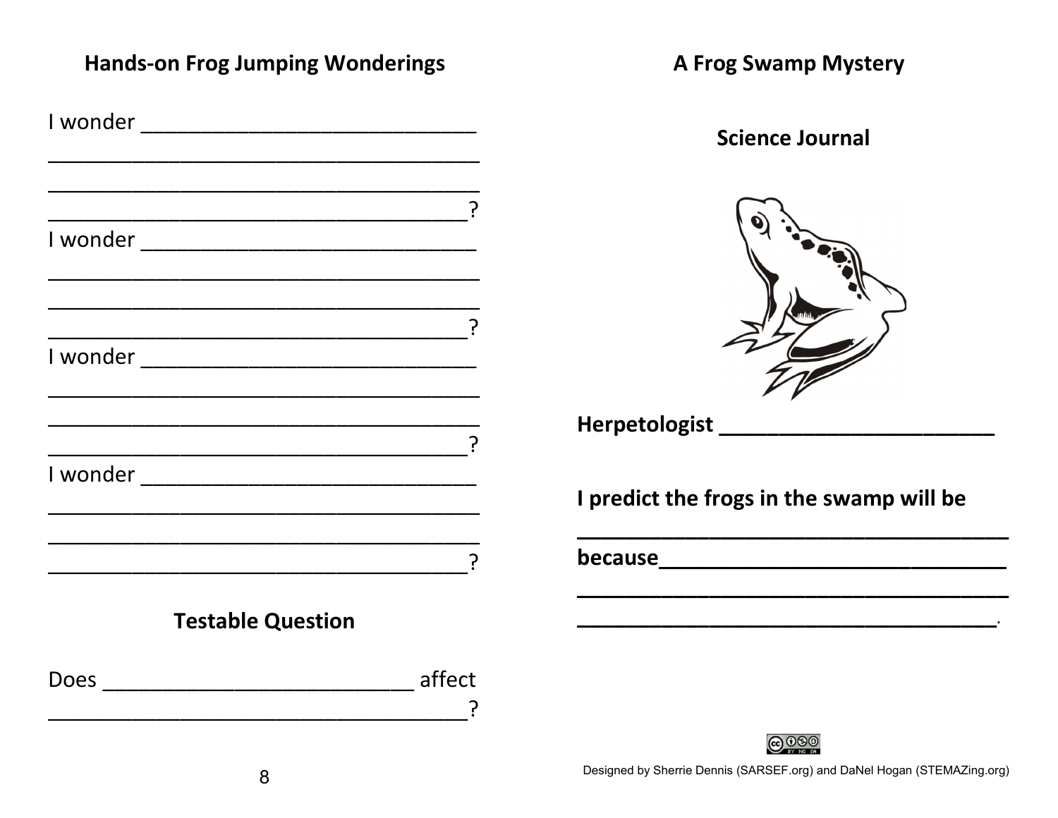## Hands-on Frog Jumping Wonderings

I wonder ______________________________
_______________________________________
_______________________________________
______________________________________?

I wonder ______________________________
_______________________________________
_______________________________________
______________________________________?

I wonder ______________________________
_______________________________________
_______________________________________
______________________________________?

I wonder ______________________________
_______________________________________
_______________________________________
______________________________________?

## Testable Question

Does ____________________________ affect
______________________________________?

## A Frog Swamp Mystery

### Science Journal

**Herpetologist ________________________**

**I predict the frogs in the swamp will be**

**______________________________________**

**because_______________________________**

**______________________________________**

**_____________________________________.**

Designed by Sherrie Dennis (SARSEF.org) and DaNel Hogan (STEMAZing.org)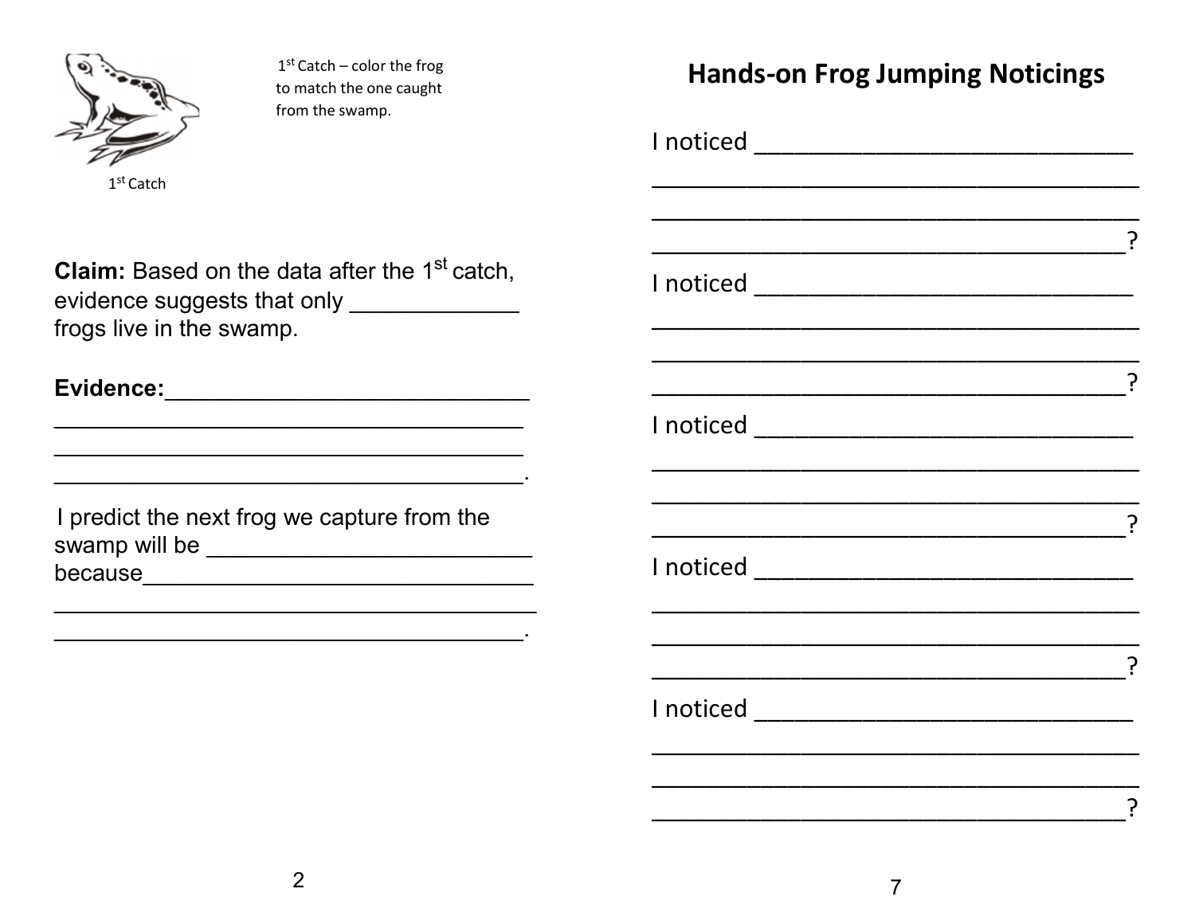1st Catch – color the frog to match the one caught from the swamp.

1st Catch

**Claim:** Based on the data after the 1st catch, evidence suggests that only _____________ frogs live in the swamp.

**Evidence:**_____________________________
_____________________________________
_____________________________________
_____________________________________.

I predict the next frog we capture from the swamp will be _________________________ because_______________________________
______________________________________
_____________________________________.

## Hands-on Frog Jumping Noticings

I noticed _____________________________
_____________________________________
_____________________________________
_____________________________________?

I noticed _____________________________
_____________________________________
_____________________________________
_____________________________________?

I noticed _____________________________
_____________________________________
_____________________________________
_____________________________________?

I noticed _____________________________
_____________________________________
_____________________________________
_____________________________________?

I noticed _____________________________
_____________________________________
_____________________________________
_____________________________________?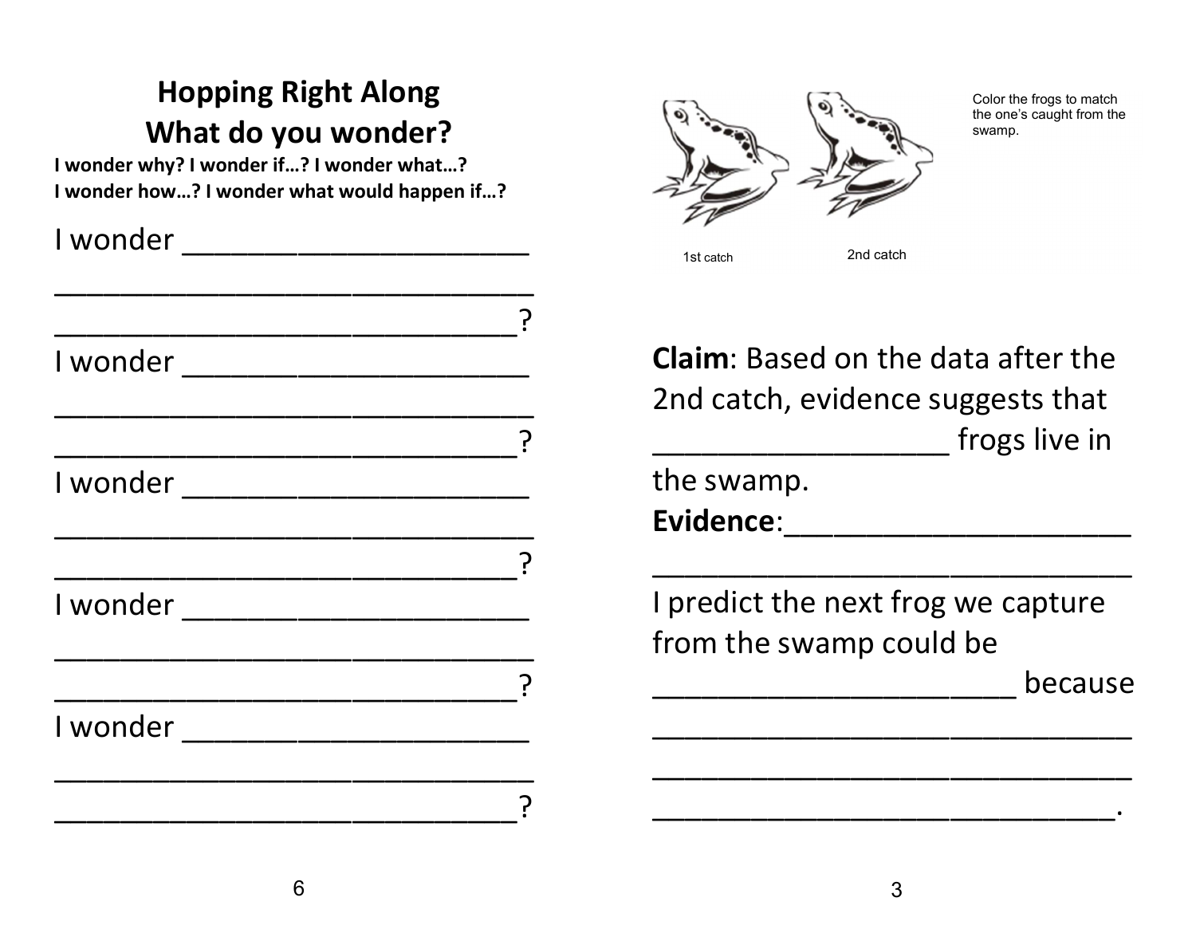## Hopping Right Along

## What do you wonder?

**I wonder why? I wonder if…? I wonder what…?**
**I wonder how…? I wonder what would happen if…?**

I wonder ______________________
________________________________
_______________________________?

I wonder ______________________
________________________________
_______________________________?

I wonder ______________________
________________________________
_______________________________?

I wonder ______________________
________________________________
_______________________________?

I wonder ______________________
________________________________
_______________________________?

1st catch

2nd catch

Color the frogs to match the one's caught from the swamp.

**Claim**: Based on the data after the 2nd catch, evidence suggests that ___________________ frogs live in the swamp.

**Evidence**:______________________
________________________________

I predict the next frog we capture from the swamp could be ________________________ because
________________________________
________________________________
_______________________________.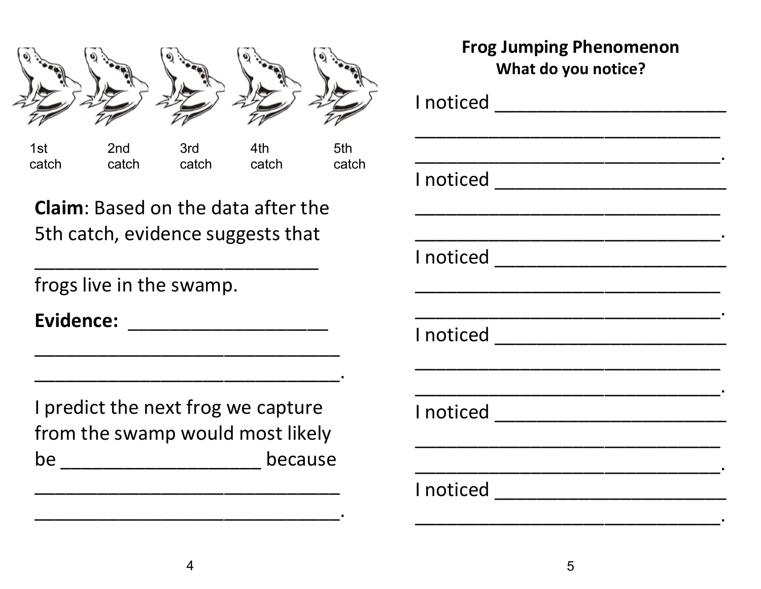1st catch

2nd catch

3rd catch

4th catch

5th catch

**Claim**: Based on the data after the 5th catch, evidence suggests that ___________________________ frogs live in the swamp.

**Evidence:** ___________________
______________________________
______________________________.

I predict the next frog we capture from the swamp would most likely be ____________________ because
______________________________
______________________________.

**Frog Jumping Phenomenon**

**What do you notice?**

I noticed ______________________
______________________________
______________________________.

I noticed ______________________
______________________________
______________________________.

I noticed ______________________
______________________________
______________________________.

I noticed ______________________
______________________________
______________________________.

I noticed ______________________
______________________________
______________________________.

I noticed ______________________
______________________________.